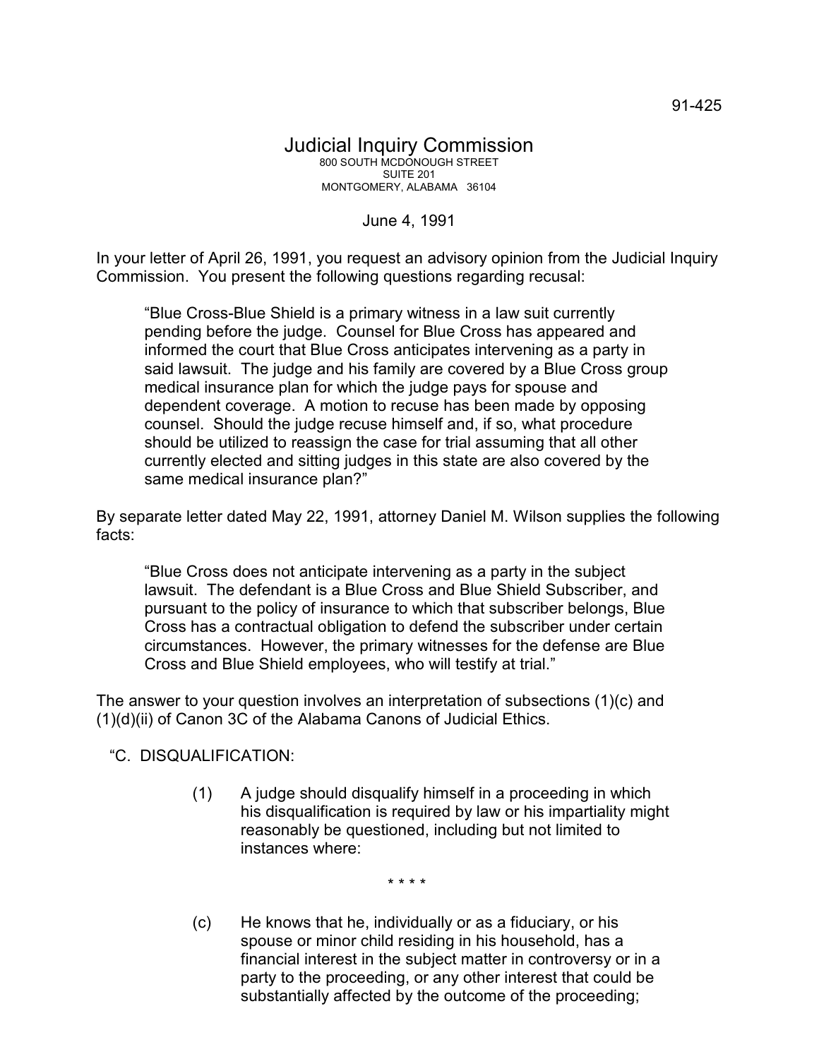91-425

# Judicial Inquiry Commission

800 SOUTH MCDONOUGH STREET
SUITE 201
MONTGOMERY, ALABAMA 36104

June 4, 1991

In your letter of April 26, 1991, you request an advisory opinion from the Judicial Inquiry Commission. You present the following questions regarding recusal:

> "Blue Cross-Blue Shield is a primary witness in a law suit currently pending before the judge. Counsel for Blue Cross has appeared and informed the court that Blue Cross anticipates intervening as a party in said lawsuit. The judge and his family are covered by a Blue Cross group medical insurance plan for which the judge pays for spouse and dependent coverage. A motion to recuse has been made by opposing counsel. Should the judge recuse himself and, if so, what procedure should be utilized to reassign the case for trial assuming that all other currently elected and sitting judges in this state are also covered by the same medical insurance plan?"

By separate letter dated May 22, 1991, attorney Daniel M. Wilson supplies the following facts:

> "Blue Cross does not anticipate intervening as a party in the subject lawsuit. The defendant is a Blue Cross and Blue Shield Subscriber, and pursuant to the policy of insurance to which that subscriber belongs, Blue Cross has a contractual obligation to defend the subscriber under certain circumstances. However, the primary witnesses for the defense are Blue Cross and Blue Shield employees, who will testify at trial."

The answer to your question involves an interpretation of subsections (1)(c) and (1)(d)(ii) of Canon 3C of the Alabama Canons of Judicial Ethics.

"C. DISQUALIFICATION:

(1) A judge should disqualify himself in a proceeding in which his disqualification is required by law or his impartiality might reasonably be questioned, including but not limited to instances where:

\* \* \* \*

(c) He knows that he, individually or as a fiduciary, or his spouse or minor child residing in his household, has a financial interest in the subject matter in controversy or in a party to the proceeding, or any other interest that could be substantially affected by the outcome of the proceeding;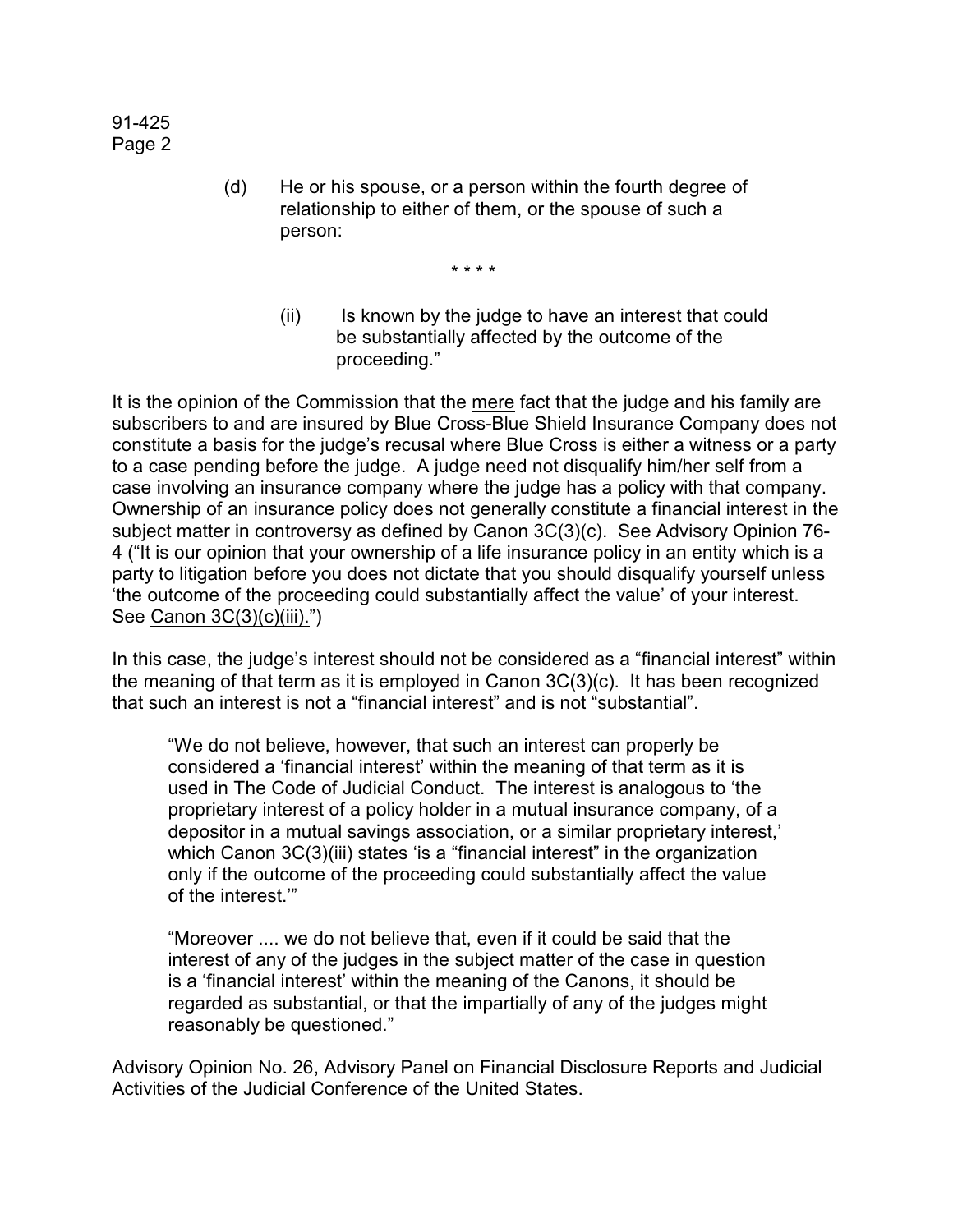(d) He or his spouse, or a person within the fourth degree of relationship to either of them, or the spouse of such a person:

\* \* \* \*

(ii) Is known by the judge to have an interest that could be substantially affected by the outcome of the proceeding."

It is the opinion of the Commission that the mere fact that the judge and his family are subscribers to and are insured by Blue Cross-Blue Shield Insurance Company does not constitute a basis for the judge's recusal where Blue Cross is either a witness or a party to a case pending before the judge. A judge need not disqualify him/her self from a case involving an insurance company where the judge has a policy with that company. Ownership of an insurance policy does not generally constitute a financial interest in the subject matter in controversy as defined by Canon 3C(3)(c). See Advisory Opinion 76-4 ("It is our opinion that your ownership of a life insurance policy in an entity which is a party to litigation before you does not dictate that you should disqualify yourself unless 'the outcome of the proceeding could substantially affect the value' of your interest. See Canon 3C(3)(c)(iii).")

In this case, the judge's interest should not be considered as a "financial interest" within the meaning of that term as it is employed in Canon 3C(3)(c). It has been recognized that such an interest is not a "financial interest" and is not "substantial".

> "We do not believe, however, that such an interest can properly be considered a 'financial interest' within the meaning of that term as it is used in The Code of Judicial Conduct. The interest is analogous to 'the proprietary interest of a policy holder in a mutual insurance company, of a depositor in a mutual savings association, or a similar proprietary interest,' which Canon 3C(3)(iii) states 'is a "financial interest" in the organization only if the outcome of the proceeding could substantially affect the value of the interest.'"
>
> "Moreover .... we do not believe that, even if it could be said that the interest of any of the judges in the subject matter of the case in question is a 'financial interest' within the meaning of the Canons, it should be regarded as substantial, or that the impartially of any of the judges might reasonably be questioned."

Advisory Opinion No. 26, Advisory Panel on Financial Disclosure Reports and Judicial Activities of the Judicial Conference of the United States.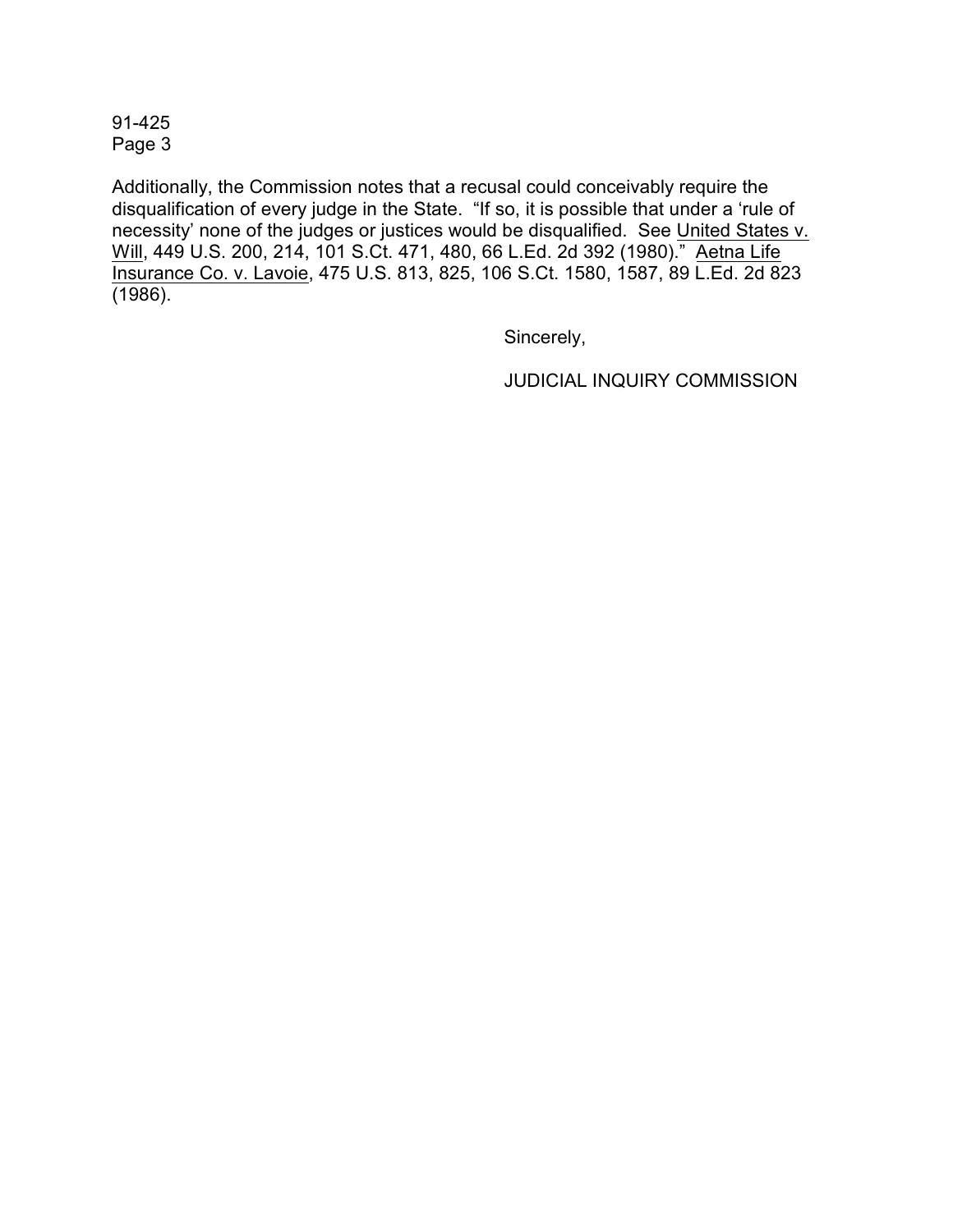Additionally, the Commission notes that a recusal could conceivably require the disqualification of every judge in the State. "If so, it is possible that under a 'rule of necessity' none of the judges or justices would be disqualified. See United States v. Will, 449 U.S. 200, 214, 101 S.Ct. 471, 480, 66 L.Ed. 2d 392 (1980)." Aetna Life Insurance Co. v. Lavoie, 475 U.S. 813, 825, 106 S.Ct. 1580, 1587, 89 L.Ed. 2d 823 (1986).

Sincerely,

JUDICIAL INQUIRY COMMISSION